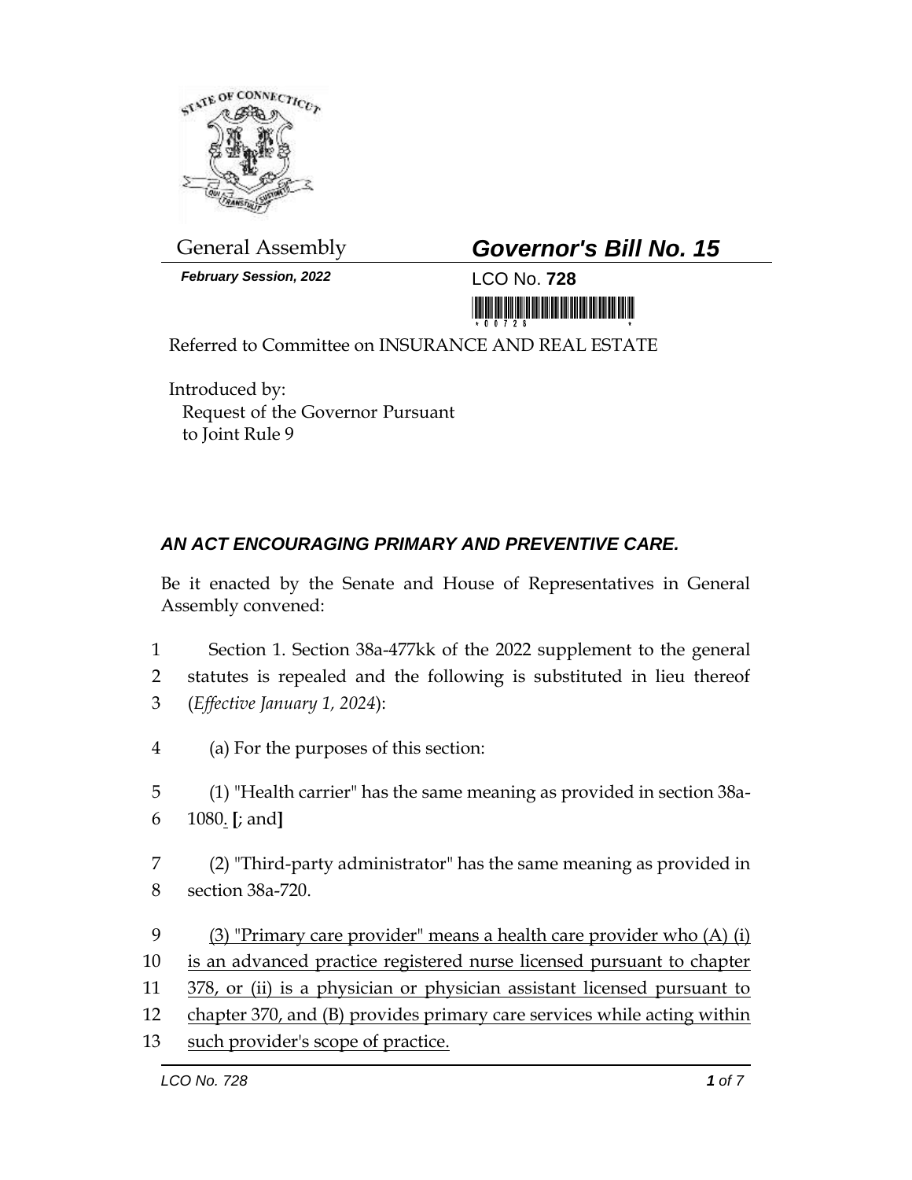General Assembly

***February Session, 2022***

# *Governor's Bill No. 15*

LCO No. **728**

Referred to Committee on INSURANCE AND REAL ESTATE

Introduced by:
Request of the Governor Pursuant to Joint Rule 9

## *AN ACT ENCOURAGING PRIMARY AND PREVENTIVE CARE.*

Be it enacted by the Senate and House of Representatives in General Assembly convened:

1 Section 1. Section 38a-477kk of the 2022 supplement to the general
2 statutes is repealed and the following is substituted in lieu thereof
3 (*Effective January 1, 2024*):

4 (a) For the purposes of this section:

5 (1) "Health carrier" has the same meaning as provided in section 38a-
6 1080. **[**; and**]**

7 (2) "Third-party administrator" has the same meaning as provided in
8 section 38a-720.

9 <u>(3) "Primary care provider" means a health care provider who (A) (i)</u>
10 <u>is an advanced practice registered nurse licensed pursuant to chapter</u>
11 <u>378, or (ii) is a physician or physician assistant licensed pursuant to</u>
12 <u>chapter 370, and (B) provides primary care services while acting within</u>
13 <u>such provider's scope of practice.</u>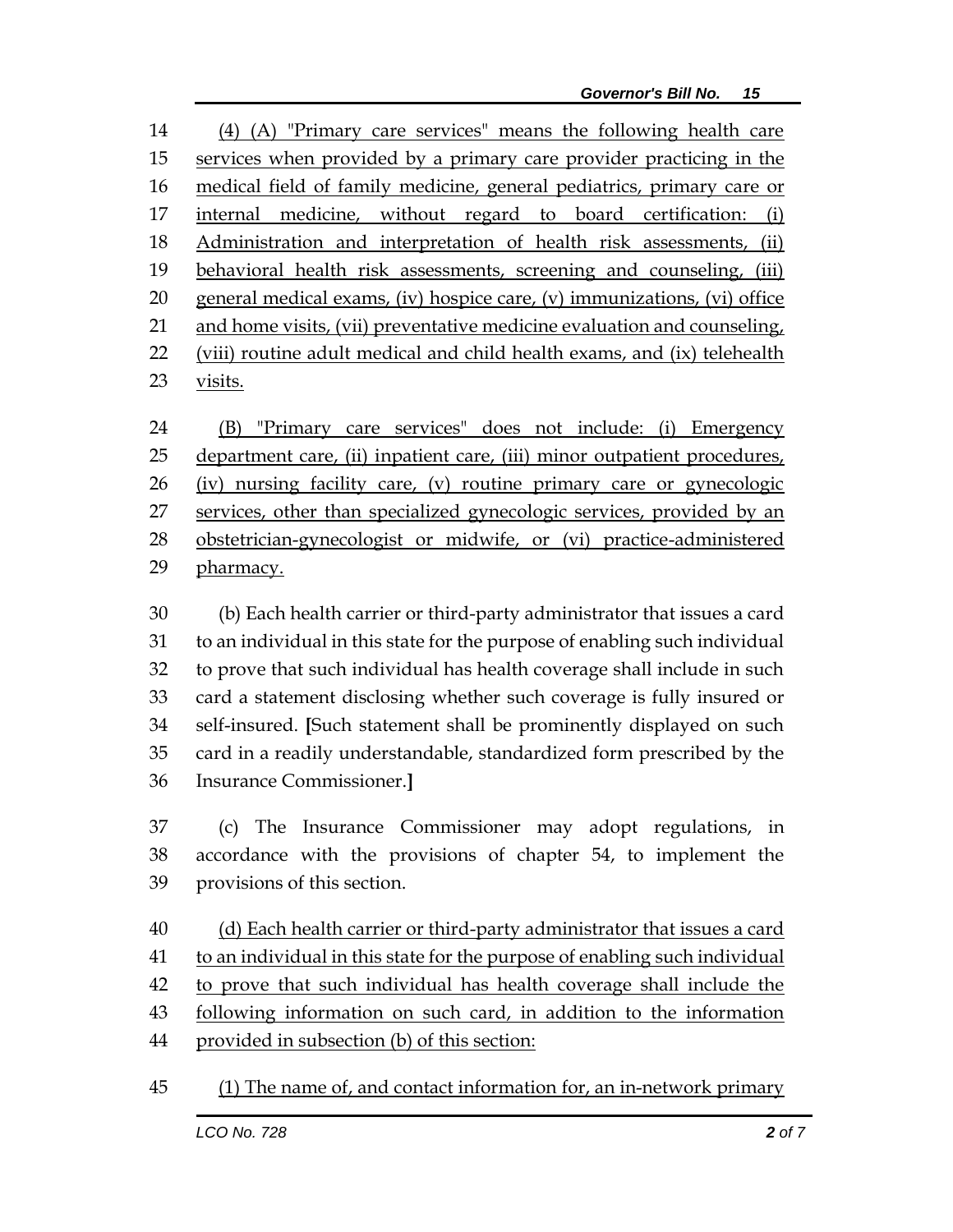(4) (A) "Primary care services" means the following health care services when provided by a primary care provider practicing in the medical field of family medicine, general pediatrics, primary care or internal medicine, without regard to board certification: (i) Administration and interpretation of health risk assessments, (ii) behavioral health risk assessments, screening and counseling, (iii) general medical exams, (iv) hospice care, (v) immunizations, (vi) office and home visits, (vii) preventative medicine evaluation and counseling, (viii) routine adult medical and child health exams, and (ix) telehealth visits.

(B) "Primary care services" does not include: (i) Emergency department care, (ii) inpatient care, (iii) minor outpatient procedures, (iv) nursing facility care, (v) routine primary care or gynecologic services, other than specialized gynecologic services, provided by an obstetrician-gynecologist or midwife, or (vi) practice-administered pharmacy.

(b) Each health carrier or third-party administrator that issues a card to an individual in this state for the purpose of enabling such individual to prove that such individual has health coverage shall include in such card a statement disclosing whether such coverage is fully insured or self-insured. **[**Such statement shall be prominently displayed on such card in a readily understandable, standardized form prescribed by the Insurance Commissioner.**]**

(c) The Insurance Commissioner may adopt regulations, in accordance with the provisions of chapter 54, to implement the provisions of this section.

(d) Each health carrier or third-party administrator that issues a card to an individual in this state for the purpose of enabling such individual to prove that such individual has health coverage shall include the following information on such card, in addition to the information provided in subsection (b) of this section:

(1) The name of, and contact information for, an in-network primary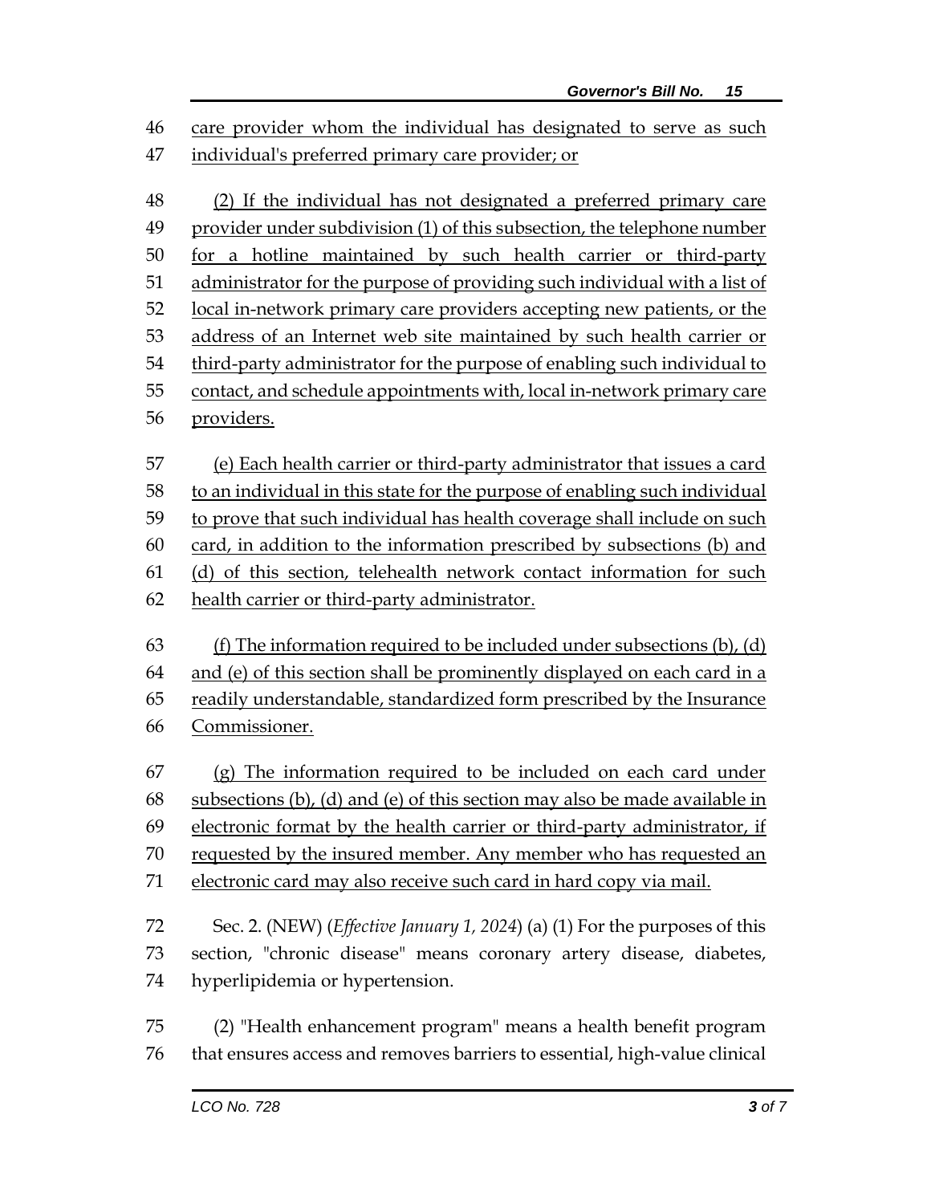care provider whom the individual has designated to serve as such individual's preferred primary care provider; or

(2) If the individual has not designated a preferred primary care provider under subdivision (1) of this subsection, the telephone number for a hotline maintained by such health carrier or third-party administrator for the purpose of providing such individual with a list of local in-network primary care providers accepting new patients, or the address of an Internet web site maintained by such health carrier or third-party administrator for the purpose of enabling such individual to contact, and schedule appointments with, local in-network primary care providers.

(e) Each health carrier or third-party administrator that issues a card to an individual in this state for the purpose of enabling such individual to prove that such individual has health coverage shall include on such card, in addition to the information prescribed by subsections (b) and (d) of this section, telehealth network contact information for such health carrier or third-party administrator.

(f) The information required to be included under subsections (b), (d) and (e) of this section shall be prominently displayed on each card in a readily understandable, standardized form prescribed by the Insurance Commissioner.

(g) The information required to be included on each card under subsections (b), (d) and (e) of this section may also be made available in electronic format by the health carrier or third-party administrator, if requested by the insured member. Any member who has requested an electronic card may also receive such card in hard copy via mail.

Sec. 2. (NEW) (*Effective January 1, 2024*) (a) (1) For the purposes of this section, "chronic disease" means coronary artery disease, diabetes, hyperlipidemia or hypertension.

(2) "Health enhancement program" means a health benefit program that ensures access and removes barriers to essential, high-value clinical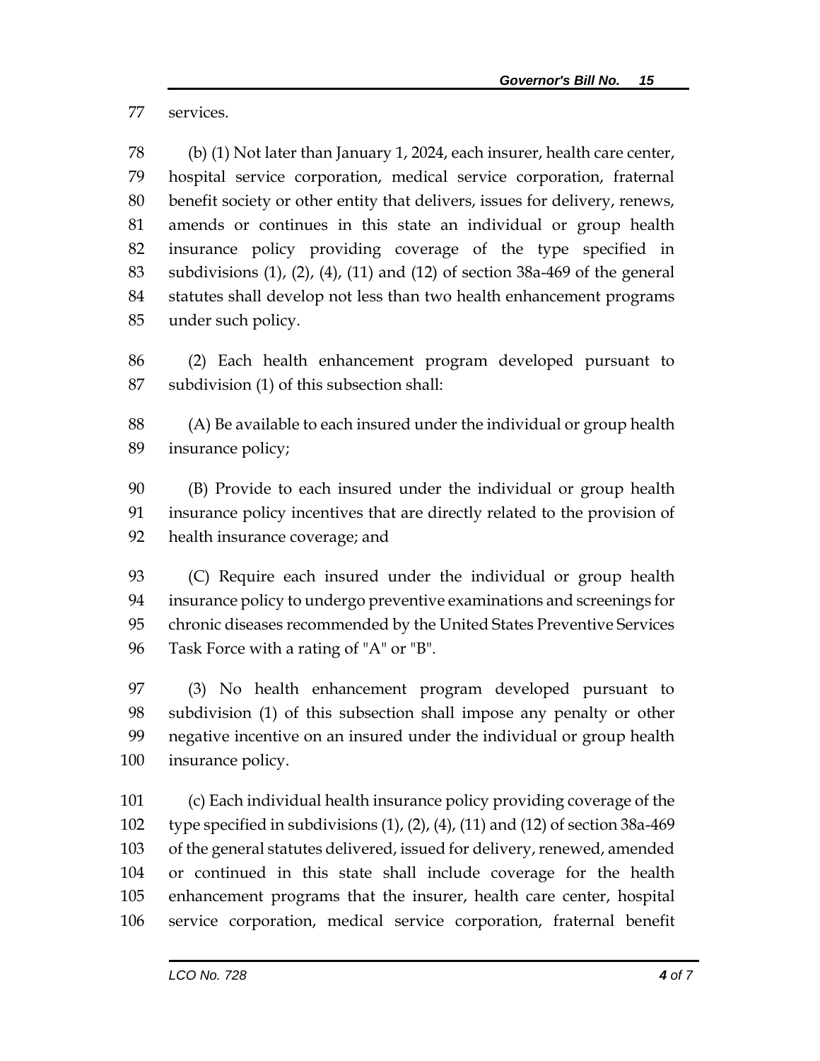services.

(b) (1) Not later than January 1, 2024, each insurer, health care center, hospital service corporation, medical service corporation, fraternal benefit society or other entity that delivers, issues for delivery, renews, amends or continues in this state an individual or group health insurance policy providing coverage of the type specified in subdivisions (1), (2), (4), (11) and (12) of section 38a-469 of the general statutes shall develop not less than two health enhancement programs under such policy.

(2) Each health enhancement program developed pursuant to subdivision (1) of this subsection shall:

(A) Be available to each insured under the individual or group health insurance policy;

(B) Provide to each insured under the individual or group health insurance policy incentives that are directly related to the provision of health insurance coverage; and

(C) Require each insured under the individual or group health insurance policy to undergo preventive examinations and screenings for chronic diseases recommended by the United States Preventive Services Task Force with a rating of "A" or "B".

(3) No health enhancement program developed pursuant to subdivision (1) of this subsection shall impose any penalty or other negative incentive on an insured under the individual or group health insurance policy.

(c) Each individual health insurance policy providing coverage of the type specified in subdivisions (1), (2), (4), (11) and (12) of section 38a-469 of the general statutes delivered, issued for delivery, renewed, amended or continued in this state shall include coverage for the health enhancement programs that the insurer, health care center, hospital service corporation, medical service corporation, fraternal benefit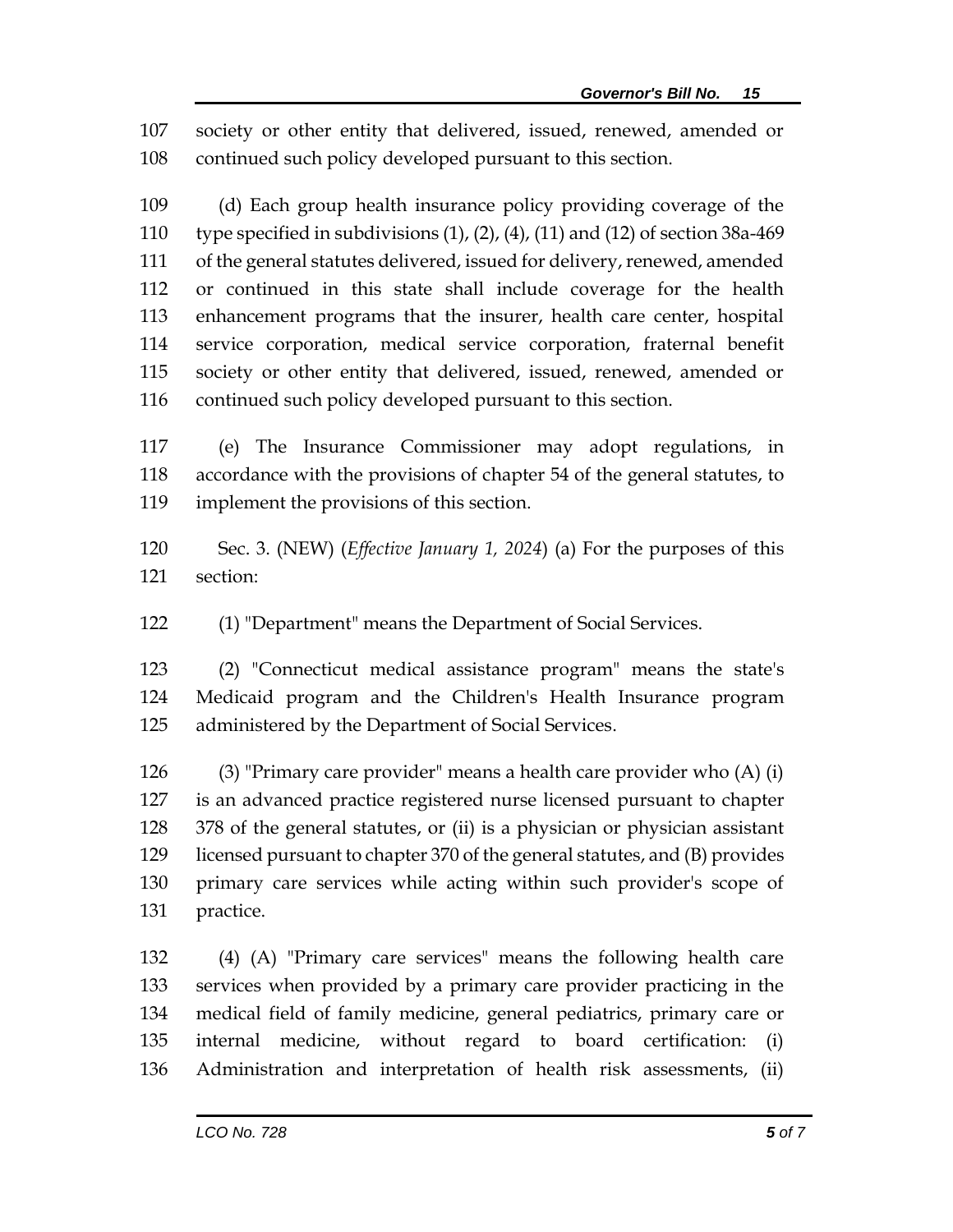society or other entity that delivered, issued, renewed, amended or continued such policy developed pursuant to this section.

(d) Each group health insurance policy providing coverage of the type specified in subdivisions (1), (2), (4), (11) and (12) of section 38a-469 of the general statutes delivered, issued for delivery, renewed, amended or continued in this state shall include coverage for the health enhancement programs that the insurer, health care center, hospital service corporation, medical service corporation, fraternal benefit society or other entity that delivered, issued, renewed, amended or continued such policy developed pursuant to this section.

(e) The Insurance Commissioner may adopt regulations, in accordance with the provisions of chapter 54 of the general statutes, to implement the provisions of this section.

Sec. 3. (NEW) (*Effective January 1, 2024*) (a) For the purposes of this section:

(1) "Department" means the Department of Social Services.

(2) "Connecticut medical assistance program" means the state's Medicaid program and the Children's Health Insurance program administered by the Department of Social Services.

(3) "Primary care provider" means a health care provider who (A) (i) is an advanced practice registered nurse licensed pursuant to chapter 378 of the general statutes, or (ii) is a physician or physician assistant licensed pursuant to chapter 370 of the general statutes, and (B) provides primary care services while acting within such provider's scope of practice.

(4) (A) "Primary care services" means the following health care services when provided by a primary care provider practicing in the medical field of family medicine, general pediatrics, primary care or internal medicine, without regard to board certification: (i) Administration and interpretation of health risk assessments, (ii)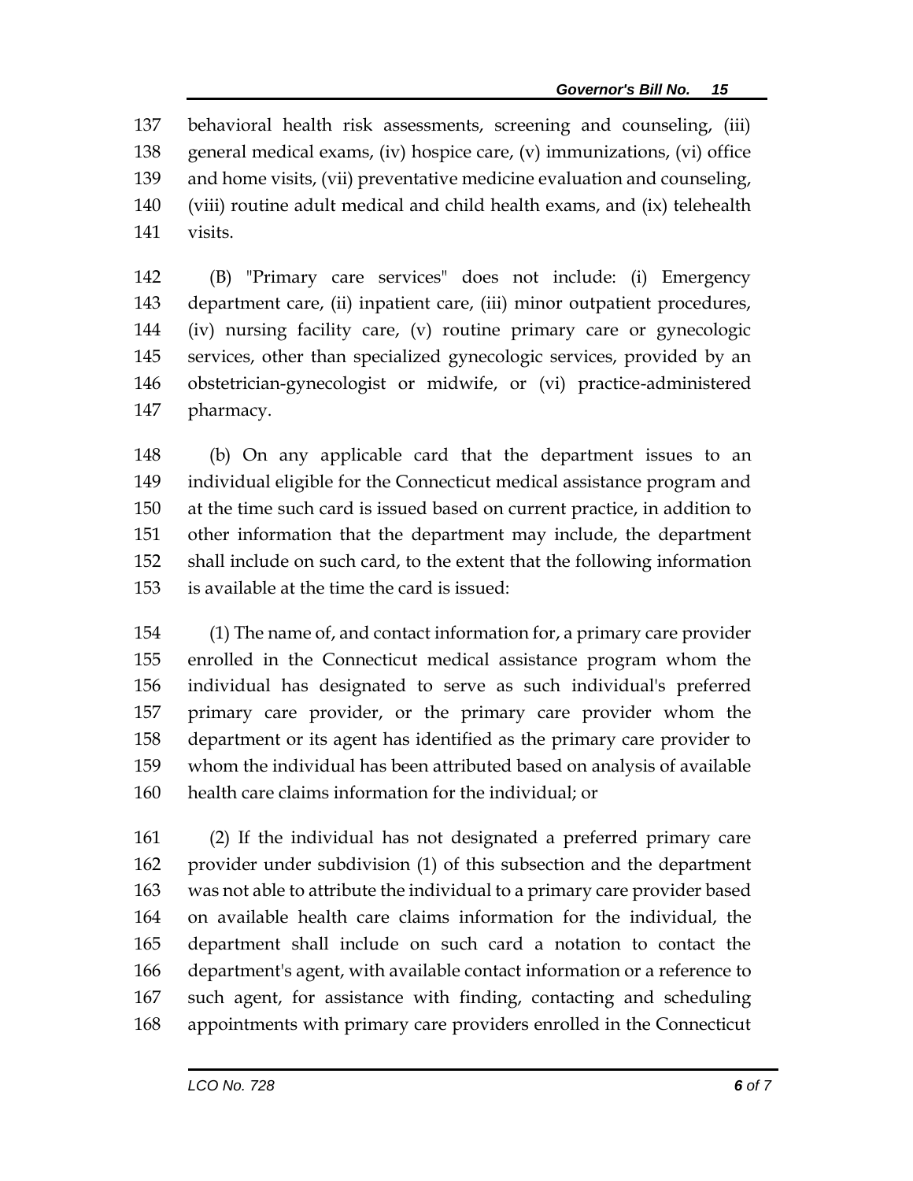behavioral health risk assessments, screening and counseling, (iii) general medical exams, (iv) hospice care, (v) immunizations, (vi) office and home visits, (vii) preventative medicine evaluation and counseling, (viii) routine adult medical and child health exams, and (ix) telehealth visits.

(B) "Primary care services" does not include: (i) Emergency department care, (ii) inpatient care, (iii) minor outpatient procedures, (iv) nursing facility care, (v) routine primary care or gynecologic services, other than specialized gynecologic services, provided by an obstetrician-gynecologist or midwife, or (vi) practice-administered pharmacy.

(b) On any applicable card that the department issues to an individual eligible for the Connecticut medical assistance program and at the time such card is issued based on current practice, in addition to other information that the department may include, the department shall include on such card, to the extent that the following information is available at the time the card is issued:

(1) The name of, and contact information for, a primary care provider enrolled in the Connecticut medical assistance program whom the individual has designated to serve as such individual's preferred primary care provider, or the primary care provider whom the department or its agent has identified as the primary care provider to whom the individual has been attributed based on analysis of available health care claims information for the individual; or

(2) If the individual has not designated a preferred primary care provider under subdivision (1) of this subsection and the department was not able to attribute the individual to a primary care provider based on available health care claims information for the individual, the department shall include on such card a notation to contact the department's agent, with available contact information or a reference to such agent, for assistance with finding, contacting and scheduling appointments with primary care providers enrolled in the Connecticut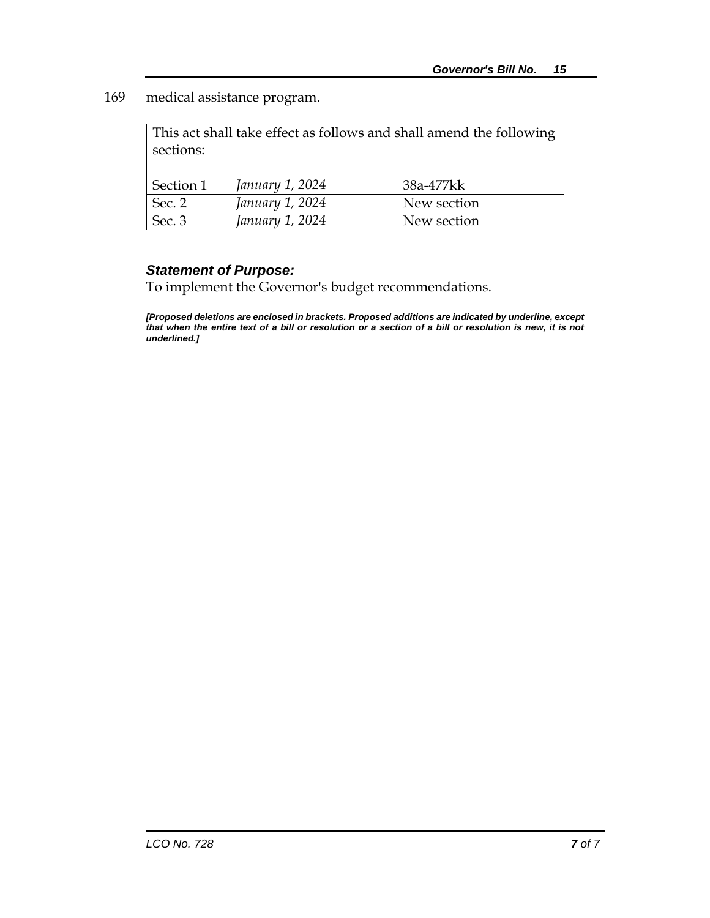169 medical assistance program.

| This act shall take effect as follows and shall amend the following sections: | | |
|---|---|---|
| Section 1 | *January 1, 2024* | 38a-477kk |
| Sec. 2 | *January 1, 2024* | New section |
| Sec. 3 | *January 1, 2024* | New section |

***Statement of Purpose:***

To implement the Governor's budget recommendations.

***[Proposed deletions are enclosed in brackets. Proposed additions are indicated by underline, except that when the entire text of a bill or resolution or a section of a bill or resolution is new, it is not underlined.]***